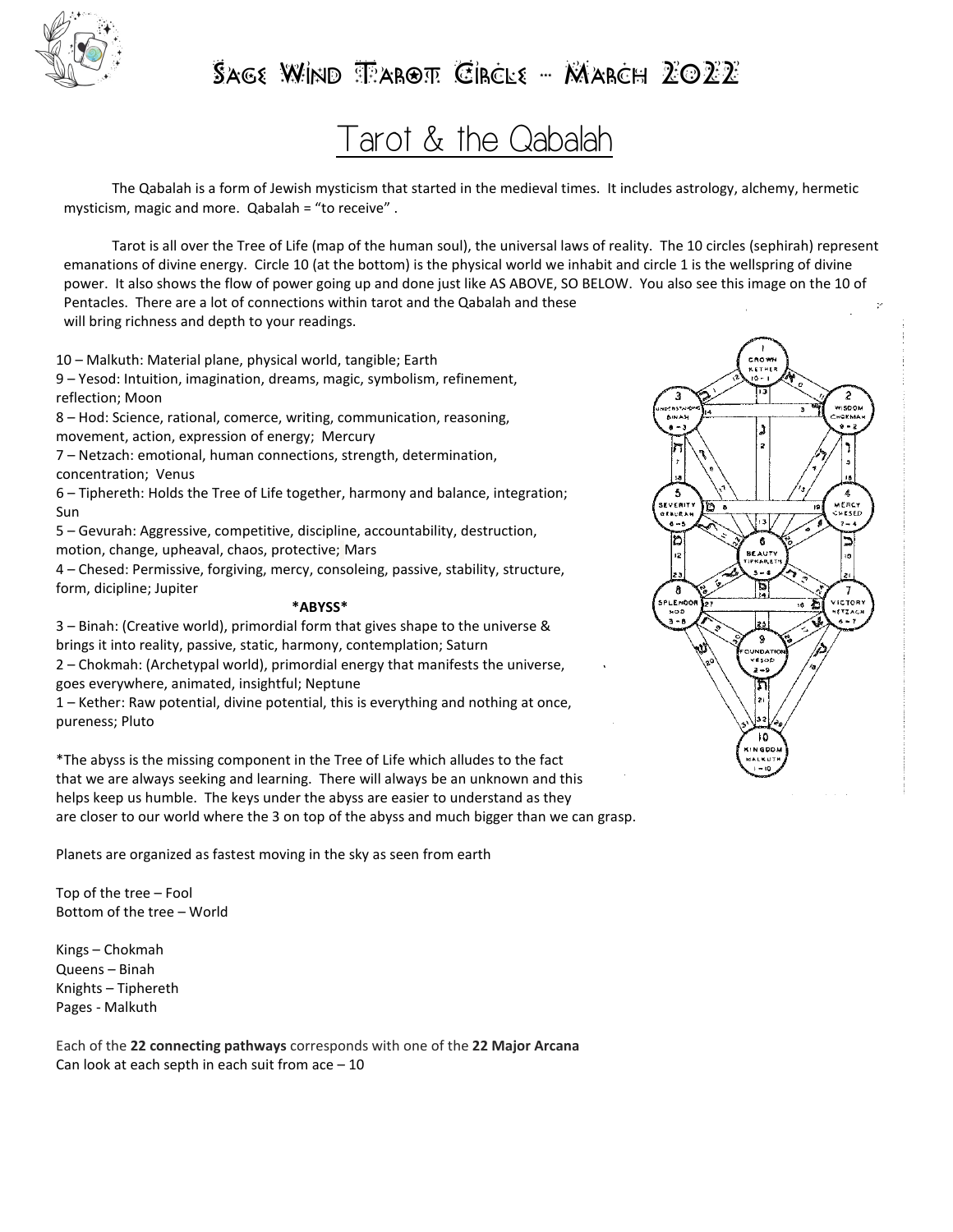# Sage Wind Tarot Circle -- March 2022

## Tarot & the Qabalah

The Qabalah is a form of Jewish mysticism that started in the medieval times. It includes astrology, alchemy, hermetic mysticism, magic and more. Qabalah = "to receive" .

Tarot is all over the Tree of Life (map of the human soul), the universal laws of reality. The 10 circles (sephirah) represent emanations of divine energy. Circle 10 (at the bottom) is the physical world we inhabit and circle 1 is the wellspring of divine power. It also shows the flow of power going up and done just like AS ABOVE, SO BELOW. You also see this image on the 10 of Pentacles. There are a lot of connections within tarot and the Qabalah and these will bring richness and depth to your readings.

10 – Malkuth: Material plane, physical world, tangible; Earth
9 – Yesod: Intuition, imagination, dreams, magic, symbolism, refinement, reflection; Moon
8 – Hod: Science, rational, comerce, writing, communication, reasoning, movement, action, expression of energy; Mercury
7 – Netzach: emotional, human connections, strength, determination, concentration; Venus
6 – Tiphereth: Holds the Tree of Life together, harmony and balance, integration; Sun
5 – Gevurah: Aggressive, competitive, discipline, accountability, destruction, motion, change, upheaval, chaos, protective; Mars
4 – Chesed: Permissive, forgiving, mercy, consoleing, passive, stability, structure, form, dicipline; Jupiter

**\*ABYSS\***

3 – Binah: (Creative world), primordial form that gives shape to the universe & brings it into reality, passive, static, harmony, contemplation; Saturn
2 – Chokmah: (Archetypal world), primordial energy that manifests the universe, goes everywhere, animated, insightful; Neptune
1 – Kether: Raw potential, divine potential, this is everything and nothing at once, pureness; Pluto

*The abyss is the missing component in the Tree of Life which alludes to the fact that we are always seeking and learning. There will always be an unknown and this helps keep us humble. The keys under the abyss are easier to understand as they are closer to our world where the 3 on top of the abyss and much bigger than we can grasp.

Planets are organized as fastest moving in the sky as seen from earth

Top of the tree – Fool
Bottom of the tree – World

Kings – Chokmah
Queens – Binah
Knights – Tiphereth
Pages - Malkuth

Each of the **22 connecting pathways** corresponds with one of the **22 Major Arcana**
Can look at each septh in each suit from ace – 10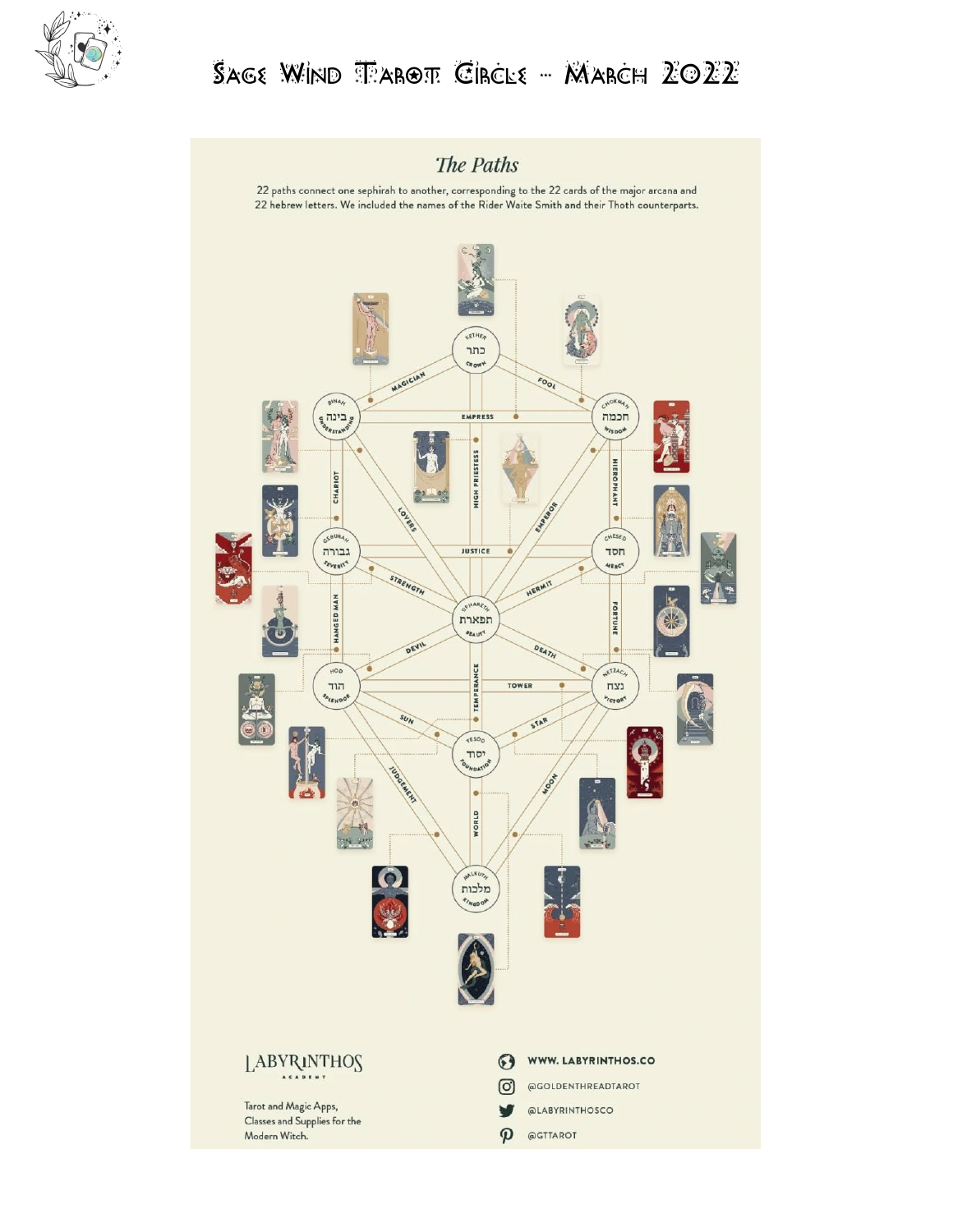## The Paths

22 paths connect one sephirah to another, corresponding to the 22 cards of the major arcana and 22 hebrew letters. We included the names of the Rider Waite Smith and their Thoth counterparts.

KETHER
כתר
CROWN

BINAH
בינה
UNDERSTANDING

CHOKMAH
חכמה
WISDOM

GEBURAH
גבורה
SEVERITY

CHESED
חסד
MERCY

TIPHARETH
תפארת
BEAUTY

HOD
הוד
SPLENDOR

NETZACH
נצח
VICTORY

YESOD
יסוד
FOUNDATION

MALKUTH
מלכות
KINGDOM

MAGICIAN

FOOL

EMPRESS

CHARIOT

HIGH PRIESTESS

HIEROPHANT

LOVERS

EMPEROR

JUSTICE

STRENGTH

HERMIT

HANGED MAN

FORTUNE

DEVIL

DEATH

TEMPERANCE

TOWER

SUN

STAR

JUDGEMENT

MOON

WORLD

LABYRINTHOS
ACADEMY

Tarot and Magic Apps, Classes and Supplies for the Modern Witch.

WWW.LABYRINTHOS.CO

@GOLDENTHREADTAROT

@LABYRINTHOSCO

@GTTAROT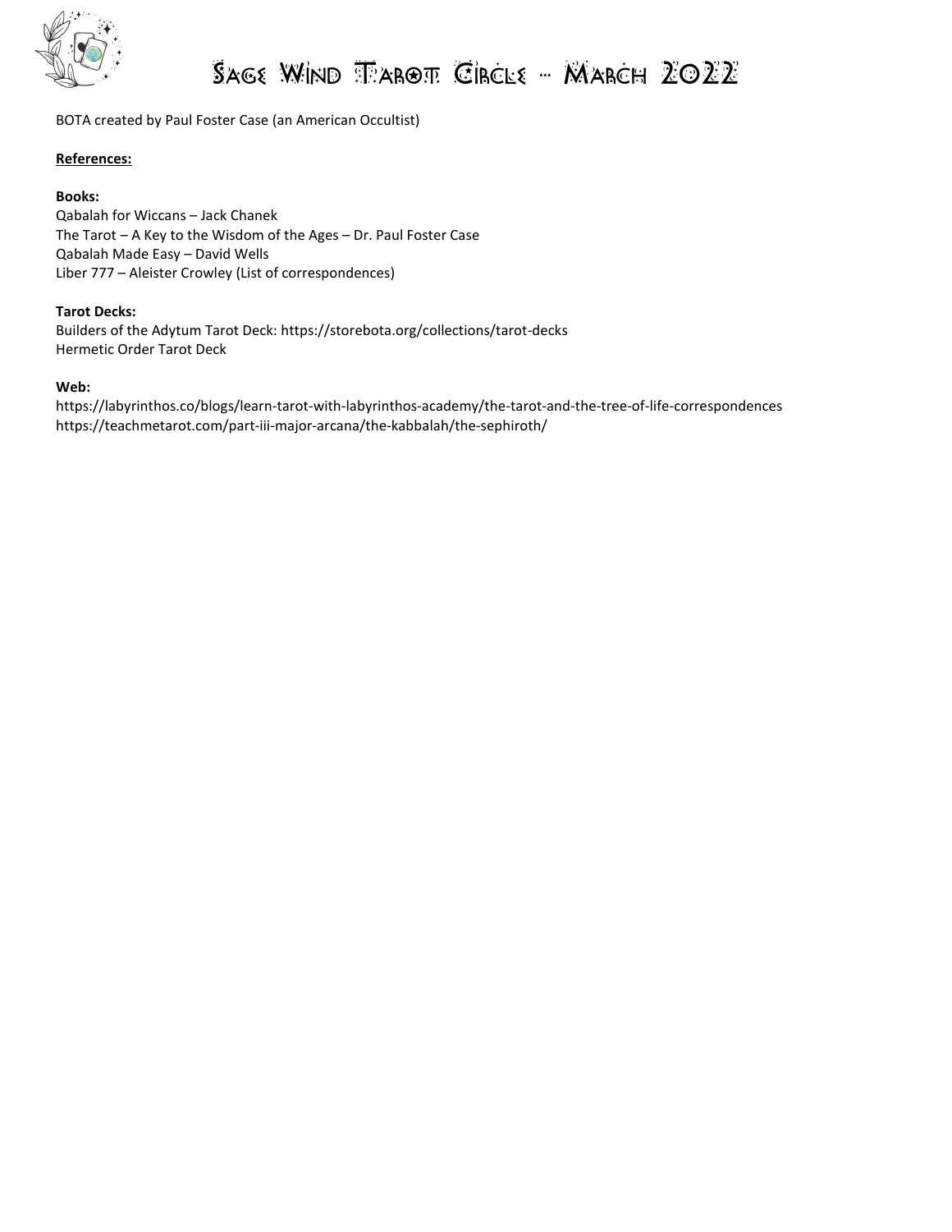BOTA created by Paul Foster Case (an American Occultist)

**References:**

**Books:**
Qabalah for Wiccans – Jack Chanek
The Tarot – A Key to the Wisdom of the Ages – Dr. Paul Foster Case
Qabalah Made Easy – David Wells
Liber 777 – Aleister Crowley (List of correspondences)

**Tarot Decks:**
Builders of the Adytum Tarot Deck: https://storebota.org/collections/tarot-decks
Hermetic Order Tarot Deck

**Web:**
https://labyrinthos.co/blogs/learn-tarot-with-labyrinthos-academy/the-tarot-and-the-tree-of-life-correspondences
https://teachmetarot.com/part-iii-major-arcana/the-kabbalah/the-sephiroth/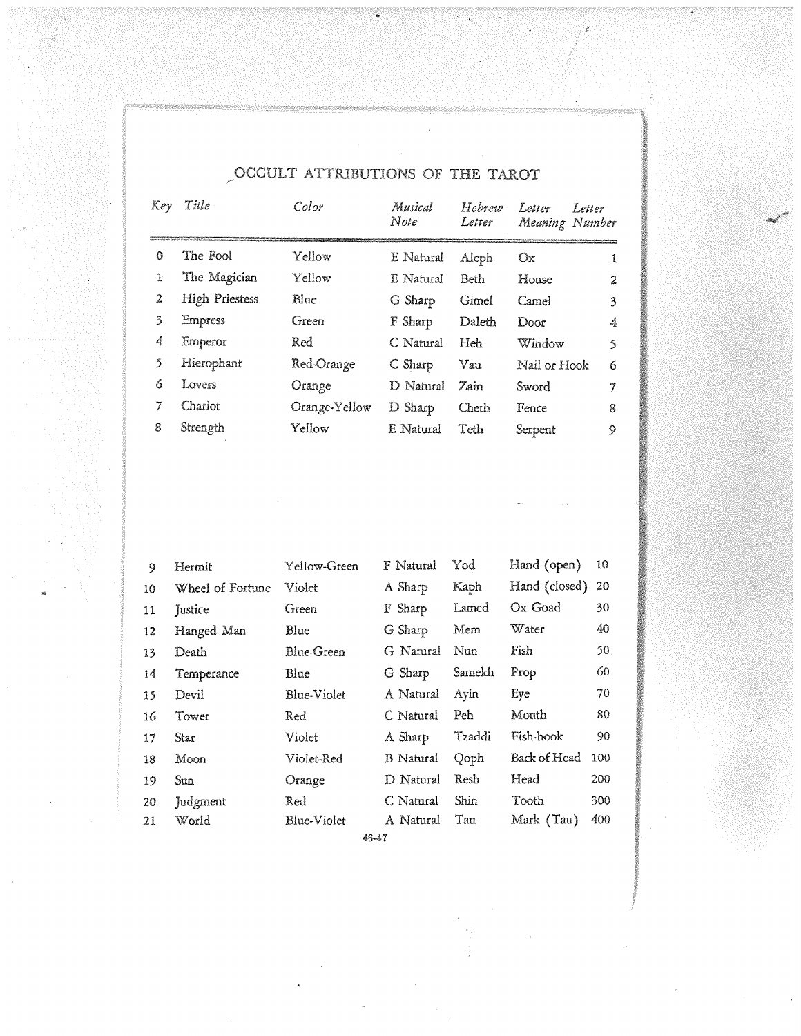# OCCULT ATTRIBUTIONS OF THE TAROT

| *Key* | *Title* | *Color* | *Musical Note* | *Hebrew Letter* | *Letter Meaning* | *Letter Number* |
|---|---|---|---|---|---|---|
| 0 | The Fool | Yellow | E Natural | Aleph | Ox | 1 |
| 1 | The Magician | Yellow | E Natural | Beth | House | 2 |
| 2 | High Priestess | Blue | G Sharp | Gimel | Camel | 3 |
| 3 | Empress | Green | F Sharp | Daleth | Door | 4 |
| 4 | Emperor | Red | C Natural | Heh | Window | 5 |
| 5 | Hierophant | Red-Orange | C Sharp | Vau | Nail or Hook | 6 |
| 6 | Lovers | Orange | D Natural | Zain | Sword | 7 |
| 7 | Chariot | Orange-Yellow | D Sharp | Cheth | Fence | 8 |
| 8 | Strength | Yellow | E Natural | Teth | Serpent | 9 |
| 9 | Hermit | Yellow-Green | F Natural | Yod | Hand (open) | 10 |
| 10 | Wheel of Fortune | Violet | A Sharp | Kaph | Hand (closed) | 20 |
| 11 | Justice | Green | F Sharp | Lamed | Ox Goad | 30 |
| 12 | Hanged Man | Blue | G Sharp | Mem | Water | 40 |
| 13 | Death | Blue-Green | G Natural | Nun | Fish | 50 |
| 14 | Temperance | Blue | G Sharp | Samekh | Prop | 60 |
| 15 | Devil | Blue-Violet | A Natural | Ayin | Eye | 70 |
| 16 | Tower | Red | C Natural | Peh | Mouth | 80 |
| 17 | Star | Violet | A Sharp | Tzaddi | Fish-hook | 90 |
| 18 | Moon | Violet-Red | B Natural | Qoph | Back of Head | 100 |
| 19 | Sun | Orange | D Natural | Resh | Head | 200 |
| 20 | Judgment | Red | C Natural | Shin | Tooth | 300 |
| 21 | World | Blue-Violet | A Natural | Tau | Mark (Tau) | 400 |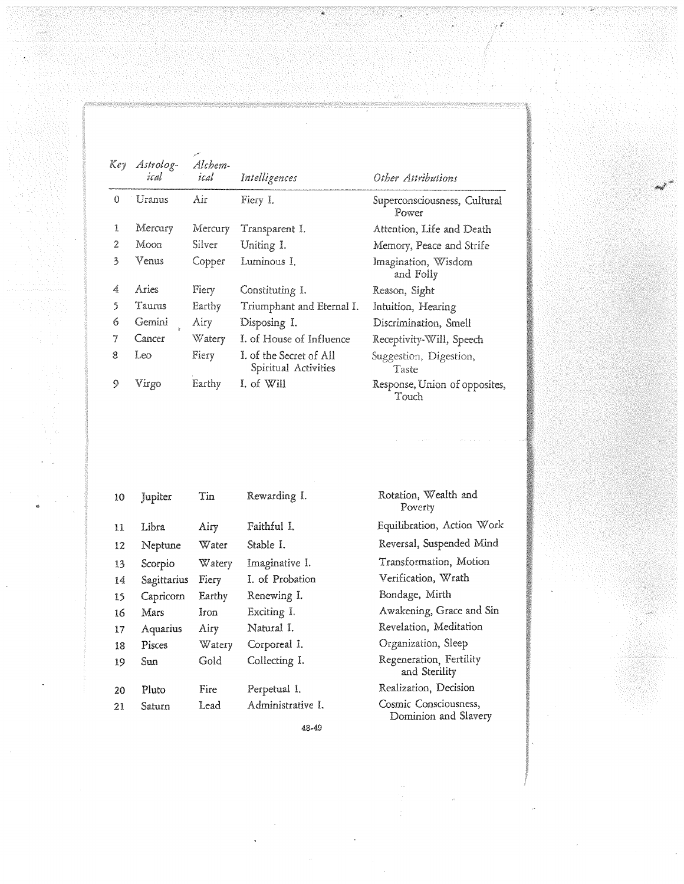| *Key* | *Astrological* | *Alchemical* | *Intelligences* | *Other Attributions* |
|---|---|---|---|---|
| 0 | Uranus | Air | Fiery I. | Superconsciousness, Cultural Power |
| 1 | Mercury | Mercury | Transparent I. | Attention, Life and Death |
| 2 | Moon | Silver | Uniting I. | Memory, Peace and Strife |
| 3 | Venus | Copper | Luminous I. | Imagination, Wisdom and Folly |
| 4 | Aries | Fiery | Constituting I. | Reason, Sight |
| 5 | Taurus | Earthy | Triumphant and Eternal I. | Intuition, Hearing |
| 6 | Gemini | Airy | Disposing I. | Discrimination, Smell |
| 7 | Cancer | Watery | I. of House of Influence | Receptivity-Will, Speech |
| 8 | Leo | Fiery | I. of the Secret of All Spiritual Activities | Suggestion, Digestion, Taste |
| 9 | Virgo | Earthy | I. of Will | Response, Union of opposites, Touch |
| 10 | Jupiter | Tin | Rewarding I. | Rotation, Wealth and Poverty |
| 11 | Libra | Airy | Faithful I. | Equilibration, Action Work |
| 12 | Neptune | Water | Stable I. | Reversal, Suspended Mind |
| 13 | Scorpio | Watery | Imaginative I. | Transformation, Motion |
| 14 | Sagittarius | Fiery | I. of Probation | Verification, Wrath |
| 15 | Capricorn | Earthy | Renewing I. | Bondage, Mirth |
| 16 | Mars | Iron | Exciting I. | Awakening, Grace and Sin |
| 17 | Aquarius | Airy | Natural I. | Revelation, Meditation |
| 18 | Pisces | Watery | Corporeal I. | Organization, Sleep |
| 19 | Sun | Gold | Collecting I. | Regeneration, Fertility and Sterility |
| 20 | Pluto | Fire | Perpetual I. | Realization, Decision |
| 21 | Saturn | Lead | Administrative I. | Cosmic Consciousness, Dominion and Slavery |